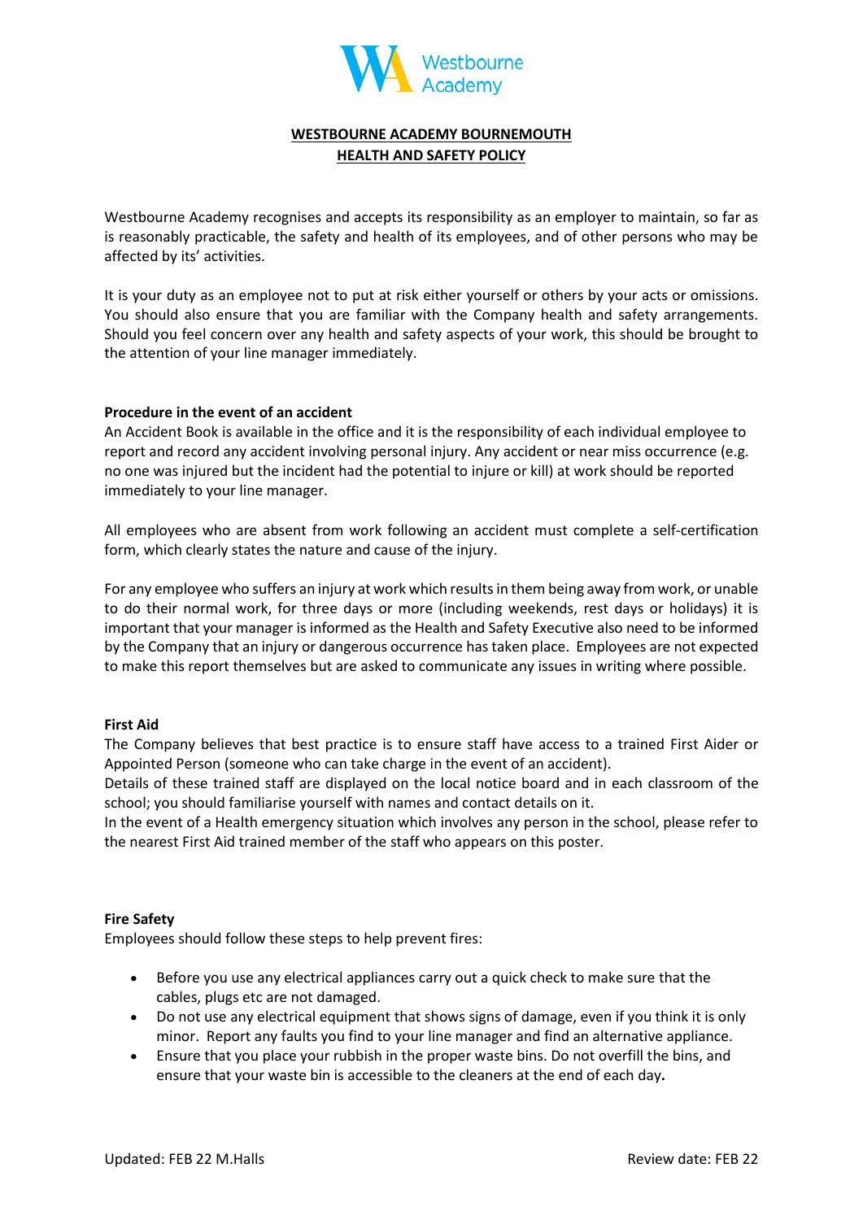# WESTBOURNE ACADEMY BOURNEMOUTH
## HEALTH AND SAFETY POLICY

Westbourne Academy recognises and accepts its responsibility as an employer to maintain, so far as is reasonably practicable, the safety and health of its employees, and of other persons who may be affected by its' activities.

It is your duty as an employee not to put at risk either yourself or others by your acts or omissions. You should also ensure that you are familiar with the Company health and safety arrangements. Should you feel concern over any health and safety aspects of your work, this should be brought to the attention of your line manager immediately.

**Procedure in the event of an accident**

An Accident Book is available in the office and it is the responsibility of each individual employee to report and record any accident involving personal injury. Any accident or near miss occurrence (e.g. no one was injured but the incident had the potential to injure or kill) at work should be reported immediately to your line manager.

All employees who are absent from work following an accident must complete a self-certification form, which clearly states the nature and cause of the injury.

For any employee who suffers an injury at work which results in them being away from work, or unable to do their normal work, for three days or more (including weekends, rest days or holidays) it is important that your manager is informed as the Health and Safety Executive also need to be informed by the Company that an injury or dangerous occurrence has taken place. Employees are not expected to make this report themselves but are asked to communicate any issues in writing where possible.

**First Aid**

The Company believes that best practice is to ensure staff have access to a trained First Aider or Appointed Person (someone who can take charge in the event of an accident).
Details of these trained staff are displayed on the local notice board and in each classroom of the school; you should familiarise yourself with names and contact details on it.
In the event of a Health emergency situation which involves any person in the school, please refer to the nearest First Aid trained member of the staff who appears on this poster.

**Fire Safety**

Employees should follow these steps to help prevent fires:

- Before you use any electrical appliances carry out a quick check to make sure that the cables, plugs etc are not damaged.
- Do not use any electrical equipment that shows signs of damage, even if you think it is only minor. Report any faults you find to your line manager and find an alternative appliance.
- Ensure that you place your rubbish in the proper waste bins. Do not overfill the bins, and ensure that your waste bin is accessible to the cleaners at the end of each day**.**

Updated: FEB 22 M.Halls Review date: FEB 22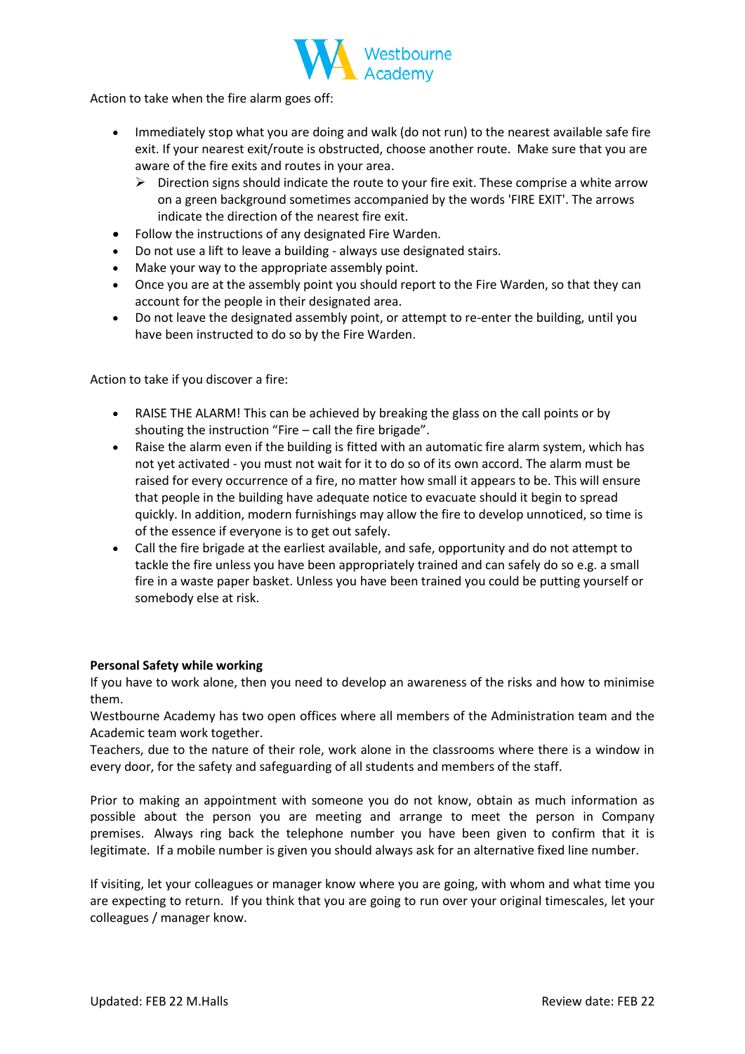Action to take when the fire alarm goes off:

- Immediately stop what you are doing and walk (do not run) to the nearest available safe fire exit. If your nearest exit/route is obstructed, choose another route. Make sure that you are aware of the fire exits and routes in your area.
  - Direction signs should indicate the route to your fire exit. These comprise a white arrow on a green background sometimes accompanied by the words 'FIRE EXIT'. The arrows indicate the direction of the nearest fire exit.
- Follow the instructions of any designated Fire Warden.
- Do not use a lift to leave a building - always use designated stairs.
- Make your way to the appropriate assembly point.
- Once you are at the assembly point you should report to the Fire Warden, so that they can account for the people in their designated area.
- Do not leave the designated assembly point, or attempt to re-enter the building, until you have been instructed to do so by the Fire Warden.

Action to take if you discover a fire:

- RAISE THE ALARM! This can be achieved by breaking the glass on the call points or by shouting the instruction "Fire – call the fire brigade".
- Raise the alarm even if the building is fitted with an automatic fire alarm system, which has not yet activated - you must not wait for it to do so of its own accord. The alarm must be raised for every occurrence of a fire, no matter how small it appears to be. This will ensure that people in the building have adequate notice to evacuate should it begin to spread quickly. In addition, modern furnishings may allow the fire to develop unnoticed, so time is of the essence if everyone is to get out safely.
- Call the fire brigade at the earliest available, and safe, opportunity and do not attempt to tackle the fire unless you have been appropriately trained and can safely do so e.g. a small fire in a waste paper basket. Unless you have been trained you could be putting yourself or somebody else at risk.

**Personal Safety while working**

If you have to work alone, then you need to develop an awareness of the risks and how to minimise them.

Westbourne Academy has two open offices where all members of the Administration team and the Academic team work together.

Teachers, due to the nature of their role, work alone in the classrooms where there is a window in every door, for the safety and safeguarding of all students and members of the staff.

Prior to making an appointment with someone you do not know, obtain as much information as possible about the person you are meeting and arrange to meet the person in Company premises. Always ring back the telephone number you have been given to confirm that it is legitimate. If a mobile number is given you should always ask for an alternative fixed line number.

If visiting, let your colleagues or manager know where you are going, with whom and what time you are expecting to return. If you think that you are going to run over your original timescales, let your colleagues / manager know.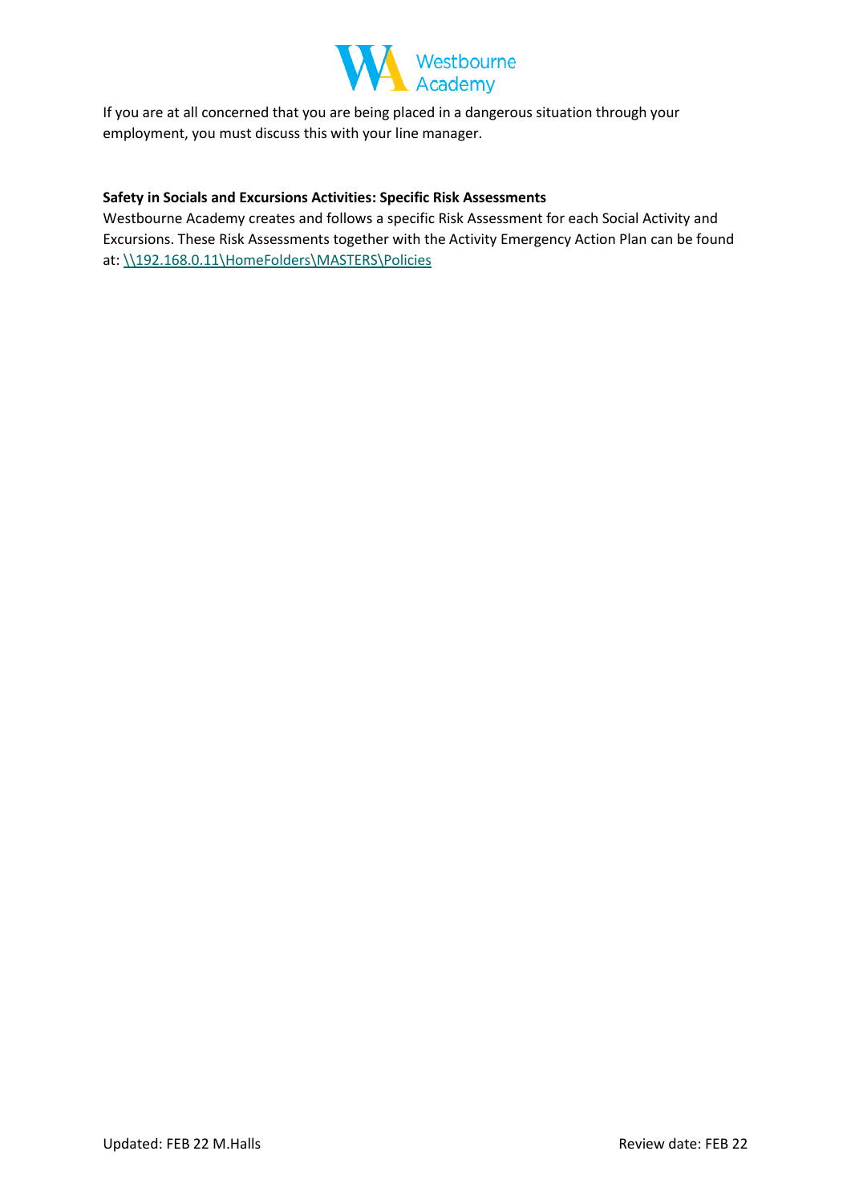If you are at all concerned that you are being placed in a dangerous situation through your employment, you must discuss this with your line manager.

**Safety in Socials and Excursions Activities: Specific Risk Assessments**

Westbourne Academy creates and follows a specific Risk Assessment for each Social Activity and Excursions. These Risk Assessments together with the Activity Emergency Action Plan can be found at: \\192.168.0.11\HomeFolders\MASTERS\Policies

Updated: FEB 22 M.Halls

Review date: FEB 22